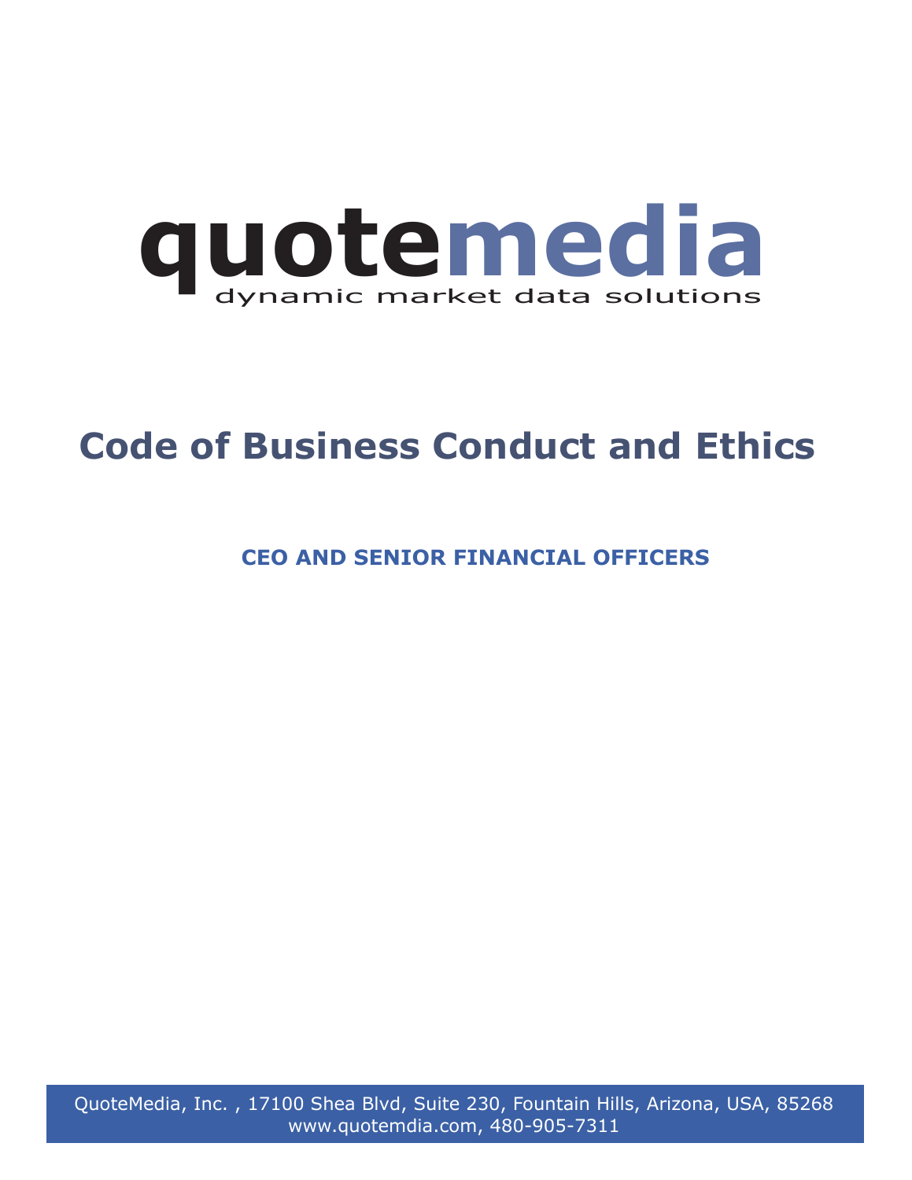quotemedia
dynamic market data solutions

# Code of Business Conduct and Ethics

## CEO AND SENIOR FINANCIAL OFFICERS

QuoteMedia, Inc. , 17100 Shea Blvd, Suite 230, Fountain Hills, Arizona, USA, 85268
www.quotemdia.com, 480-905-7311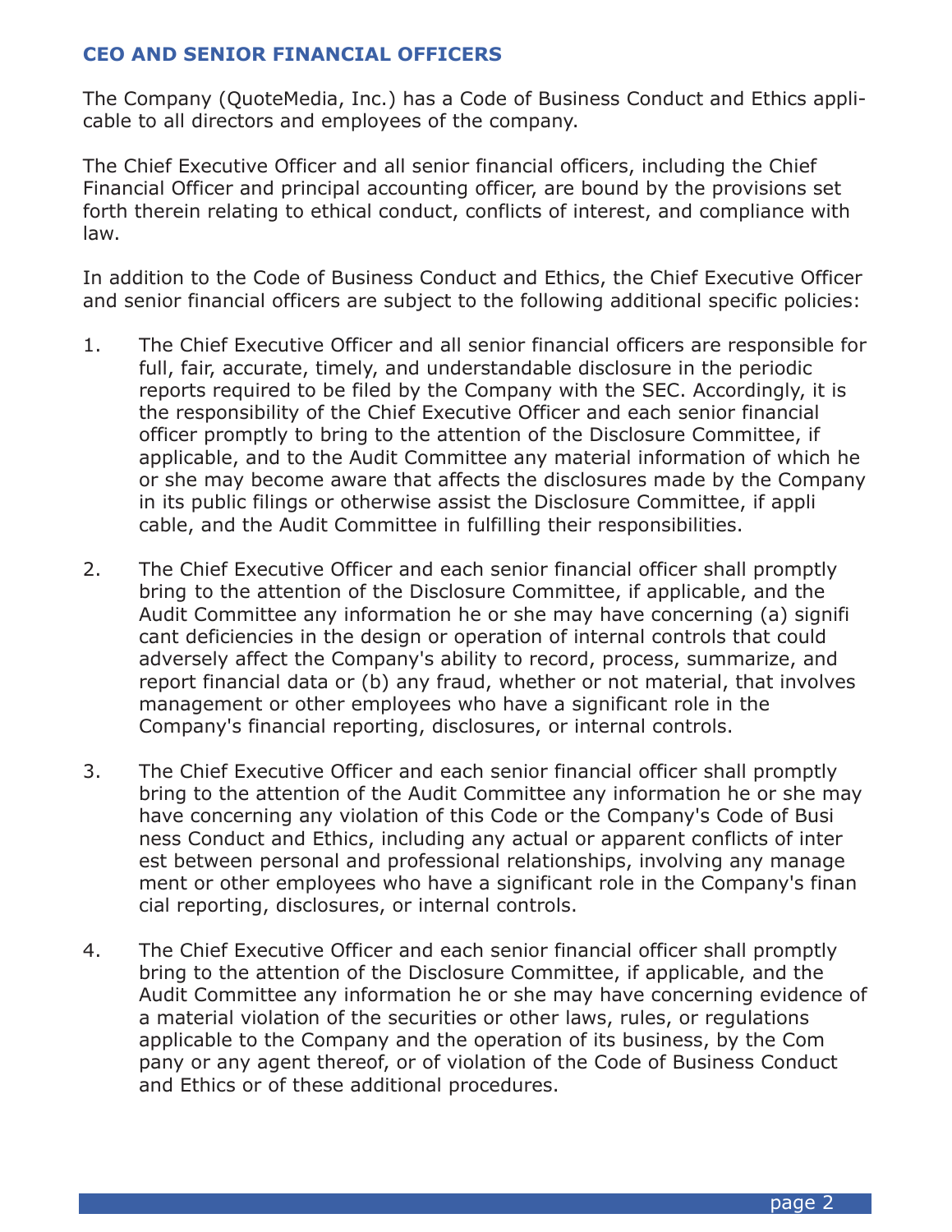## CEO AND SENIOR FINANCIAL OFFICERS

The Company (QuoteMedia, Inc.) has a Code of Business Conduct and Ethics applicable to all directors and employees of the company.

The Chief Executive Officer and all senior financial officers, including the Chief Financial Officer and principal accounting officer, are bound by the provisions set forth therein relating to ethical conduct, conflicts of interest, and compliance with law.

In addition to the Code of Business Conduct and Ethics, the Chief Executive Officer and senior financial officers are subject to the following additional specific policies:

1. The Chief Executive Officer and all senior financial officers are responsible for full, fair, accurate, timely, and understandable disclosure in the periodic reports required to be filed by the Company with the SEC. Accordingly, it is the responsibility of the Chief Executive Officer and each senior financial officer promptly to bring to the attention of the Disclosure Committee, if applicable, and to the Audit Committee any material information of which he or she may become aware that affects the disclosures made by the Company in its public filings or otherwise assist the Disclosure Committee, if appli cable, and the Audit Committee in fulfilling their responsibilities.

2. The Chief Executive Officer and each senior financial officer shall promptly bring to the attention of the Disclosure Committee, if applicable, and the Audit Committee any information he or she may have concerning (a) signifi cant deficiencies in the design or operation of internal controls that could adversely affect the Company's ability to record, process, summarize, and report financial data or (b) any fraud, whether or not material, that involves management or other employees who have a significant role in the Company's financial reporting, disclosures, or internal controls.

3. The Chief Executive Officer and each senior financial officer shall promptly bring to the attention of the Audit Committee any information he or she may have concerning any violation of this Code or the Company's Code of Busi ness Conduct and Ethics, including any actual or apparent conflicts of inter est between personal and professional relationships, involving any manage ment or other employees who have a significant role in the Company's finan cial reporting, disclosures, or internal controls.

4. The Chief Executive Officer and each senior financial officer shall promptly bring to the attention of the Disclosure Committee, if applicable, and the Audit Committee any information he or she may have concerning evidence of a material violation of the securities or other laws, rules, or regulations applicable to the Company and the operation of its business, by the Com pany or any agent thereof, or of violation of the Code of Business Conduct and Ethics or of these additional procedures.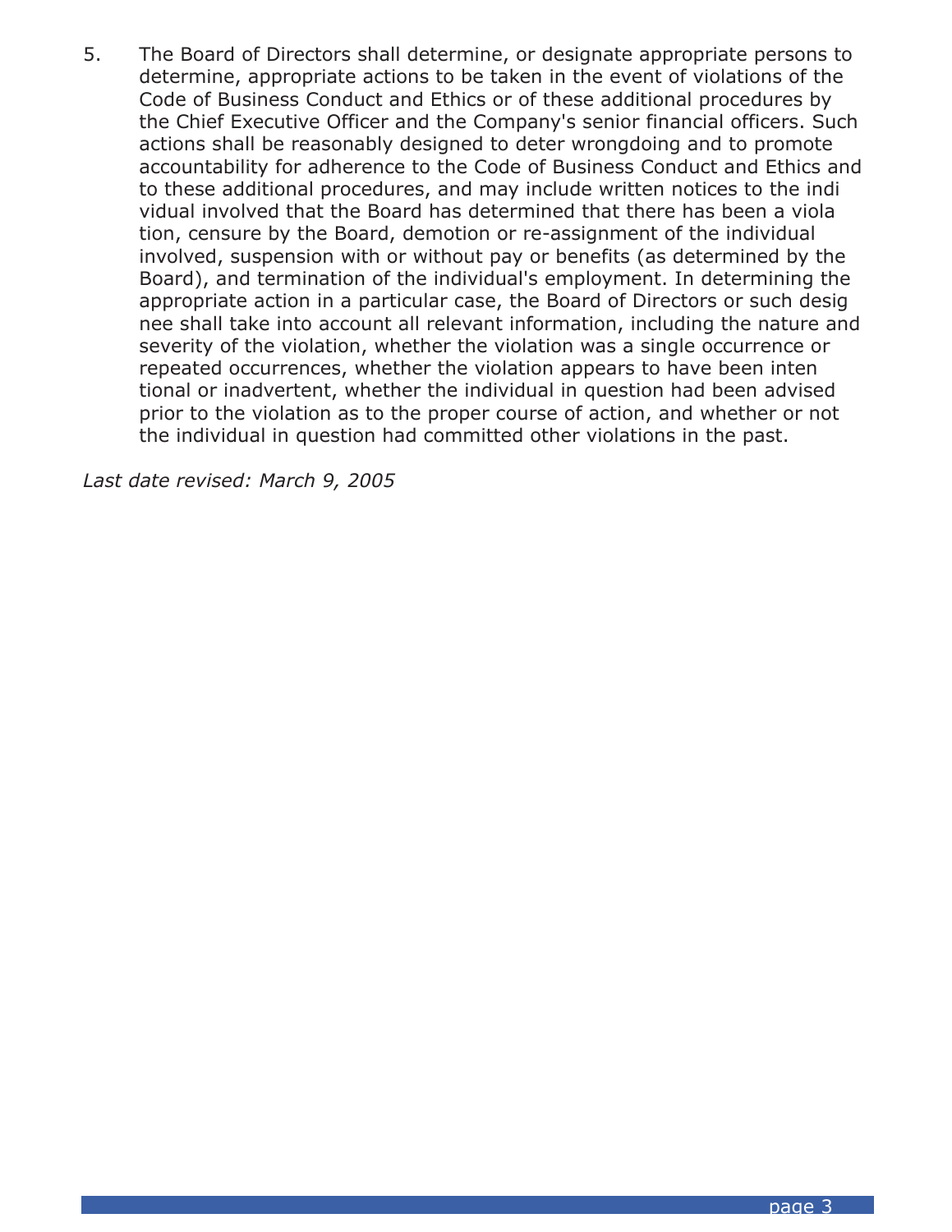5. The Board of Directors shall determine, or designate appropriate persons to determine, appropriate actions to be taken in the event of violations of the Code of Business Conduct and Ethics or of these additional procedures by the Chief Executive Officer and the Company's senior financial officers. Such actions shall be reasonably designed to deter wrongdoing and to promote accountability for adherence to the Code of Business Conduct and Ethics and to these additional procedures, and may include written notices to the individual involved that the Board has determined that there has been a violation, censure by the Board, demotion or re-assignment of the individual involved, suspension with or without pay or benefits (as determined by the Board), and termination of the individual's employment. In determining the appropriate action in a particular case, the Board of Directors or such designee shall take into account all relevant information, including the nature and severity of the violation, whether the violation was a single occurrence or repeated occurrences, whether the violation appears to have been intentional or inadvertent, whether the individual in question had been advised prior to the violation as to the proper course of action, and whether or not the individual in question had committed other violations in the past.

*Last date revised: March 9, 2005*